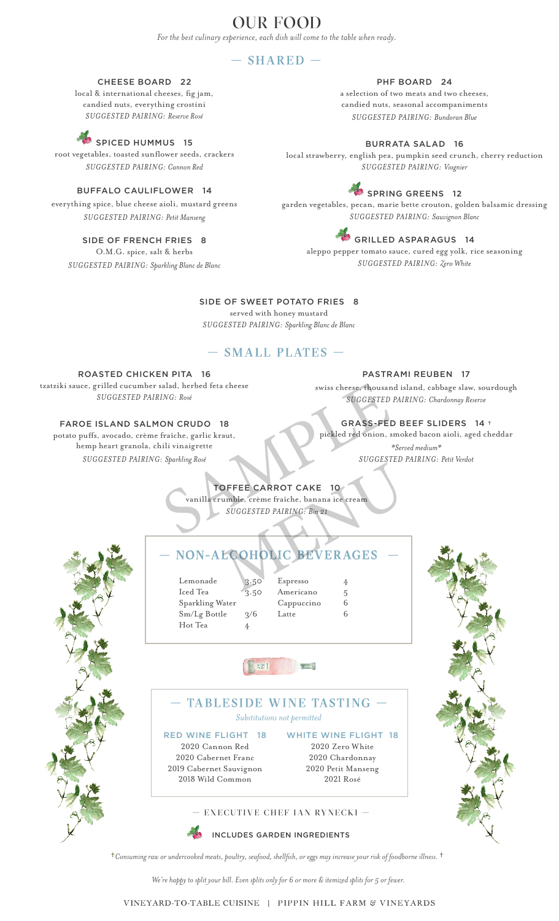# OUR FOOD

*For the best culinary experience, each dish will come to the table when ready.*

## — SHARED —

### CHEESE BOARD 22
local & international cheeses, fig jam, candied nuts, everything crostini
*SUGGESTED PAIRING: Reserve Rosé*

### SPICED HUMMUS 15
root vegetables, toasted sunflower seeds, crackers
*SUGGESTED PAIRING: Cannon Red*

### BUFFALO CAULIFLOWER 14
everything spice, blue cheese aioli, mustard greens
*SUGGESTED PAIRING: Petit Manseng*

### SIDE OF FRENCH FRIES 8
O.M.G. spice, salt & herbs
*SUGGESTED PAIRING: Sparkling Blanc de Blanc*

### PHF BOARD 24
a selection of two meats and two cheeses, candied nuts, seasonal accompaniments
*SUGGESTED PAIRING: Bundoran Blue*

### BURRATA SALAD 16
local strawberry, english pea, pumpkin seed crunch, cherry reduction
*SUGGESTED PAIRING: Viognier*

### SPRING GREENS 12
garden vegetables, pecan, marie bette crouton, golden balsamic dressing
*SUGGESTED PAIRING: Sauvignon Blanc*

### GRILLED ASPARAGUS 14
aleppo pepper tomato sauce, cured egg yolk, rice seasoning
*SUGGESTED PAIRING: Zero White*

### SIDE OF SWEET POTATO FRIES 8
served with honey mustard
*SUGGESTED PAIRING: Sparkling Blanc de Blanc*

## — SMALL PLATES —

### ROASTED CHICKEN PITA 16
tzatziki sauce, grilled cucumber salad, herbed feta cheese
*SUGGESTED PAIRING: Rosé*

### FAROE ISLAND SALMON CRUDO 18
potato puffs, avocado, crème fraîche, garlic kraut, hemp heart granola, chili vinaigrette
*SUGGESTED PAIRING: Sparkling Rosé*

### PASTRAMI REUBEN 17
swiss cheese, thousand island, cabbage slaw, sourdough
*SUGGESTED PAIRING: Chardonnay Reserve*

### GRASS-FED BEEF SLIDERS 14 †
pickled red onion, smoked bacon aioli, aged cheddar
*\*Served medium\**
*SUGGESTED PAIRING: Petit Verdot*

### TOFFEE CARROT CAKE 10
vanilla crumble, crème fraîche, banana ice cream
*SUGGESTED PAIRING: Bin 21*

SAMPLE MENU

## — NON-ALCOHOLIC BEVERAGES —

| | | | |
|---|---|---|---|
| Lemonade | 3.50 | Espresso | 4 |
| Iced Tea | 3.50 | Americano | 5 |
| Sparkling Water | | Cappuccino | 6 |
| Sm/Lg Bottle | 3/6 | Latte | 6 |
| Hot Tea | 4 | | |

## — TABLESIDE WINE TASTING —

*Substitutions not permitted*

### RED WINE FLIGHT 18
2020 Cannon Red
2020 Cabernet Franc
2019 Cabernet Sauvignon
2018 Wild Common

### WHITE WINE FLIGHT 18
2020 Zero White
2020 Chardonnay
2020 Petit Manseng
2021 Rosé

— EXECUTIVE CHEF IAN RYNECKI —

INCLUDES GARDEN INGREDIENTS

*† Consuming raw or undercooked meats, poultry, seafood, shellfish, or eggs may increase your risk of foodborne illness. †*

*We're happy to split your bill. Even splits only for 6 or more & itemized splits for 5 or fewer.*

VINEYARD-TO-TABLE CUISINE | PIPPIN HILL FARM & VINEYARDS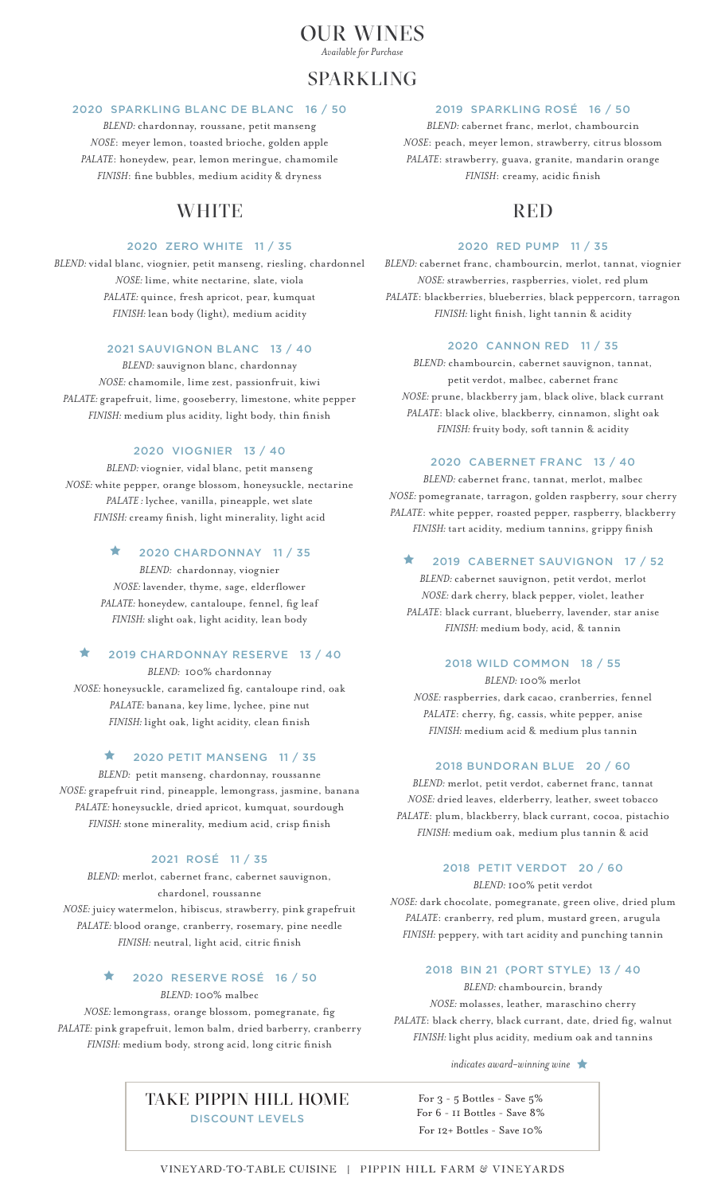# OUR WINES

*Available for Purchase*

## SPARKLING

### 2020 SPARKLING BLANC DE BLANC 16 / 50

*BLEND:* chardonnay, roussane, petit manseng
*NOSE:* meyer lemon, toasted brioche, golden apple
*PALATE:* honeydew, pear, lemon meringue, chamomile
*FINISH:* fine bubbles, medium acidity & dryness

### 2019 SPARKLING ROSÉ 16 / 50

*BLEND:* cabernet franc, merlot, chambourcin
*NOSE:* peach, meyer lemon, strawberry, citrus blossom
*PALATE:* strawberry, guava, granite, mandarin orange
*FINISH:* creamy, acidic finish

## WHITE

### 2020 ZERO WHITE 11 / 35

*BLEND:* vidal blanc, viognier, petit manseng, riesling, chardonnel
*NOSE:* lime, white nectarine, slate, viola
*PALATE:* quince, fresh apricot, pear, kumquat
*FINISH:* lean body (light), medium acidity

### 2021 SAUVIGNON BLANC 13 / 40

*BLEND:* sauvignon blanc, chardonnay
*NOSE:* chamomile, lime zest, passionfruit, kiwi
*PALATE:* grapefruit, lime, gooseberry, limestone, white pepper
*FINISH:* medium plus acidity, light body, thin finish

### 2020 VIOGNIER 13 / 40

*BLEND:* viognier, vidal blanc, petit manseng
*NOSE:* white pepper, orange blossom, honeysuckle, nectarine
*PALATE :* lychee, vanilla, pineapple, wet slate
*FINISH:* creamy finish, light minerality, light acid

### ★ 2020 CHARDONNAY 11 / 35

*BLEND:* chardonnay, viognier
*NOSE:* lavender, thyme, sage, elderflower
*PALATE:* honeydew, cantaloupe, fennel, fig leaf
*FINISH:* slight oak, light acidity, lean body

### ★ 2019 CHARDONNAY RESERVE 13 / 40

*BLEND:* 100% chardonnay
*NOSE:* honeysuckle, caramelized fig, cantaloupe rind, oak
*PALATE:* banana, key lime, lychee, pine nut
*FINISH:* light oak, light acidity, clean finish

### ★ 2020 PETIT MANSENG 11 / 35

*BLEND:* petit manseng, chardonnay, roussanne
*NOSE:* grapefruit rind, pineapple, lemongrass, jasmine, banana
*PALATE:* honeysuckle, dried apricot, kumquat, sourdough
*FINISH:* stone minerality, medium acid, crisp finish

### 2021 ROSÉ 11 / 35

*BLEND:* merlot, cabernet franc, cabernet sauvignon, chardonel, roussanne
*NOSE:* juicy watermelon, hibiscus, strawberry, pink grapefruit
*PALATE:* blood orange, cranberry, rosemary, pine needle
*FINISH:* neutral, light acid, citric finish

### ★ 2020 RESERVE ROSÉ 16 / 50

*BLEND:* 100% malbec
*NOSE:* lemongrass, orange blossom, pomegranate, fig
*PALATE:* pink grapefruit, lemon balm, dried barberry, cranberry
*FINISH:* medium body, strong acid, long citric finish

## RED

### 2020 RED PUMP 11 / 35

*BLEND:* cabernet franc, chambourcin, merlot, tannat, viognier
*NOSE:* strawberries, raspberries, violet, red plum
*PALATE:* blackberries, blueberries, black peppercorn, tarragon
*FINISH:* light finish, light tannin & acidity

### 2020 CANNON RED 11 / 35

*BLEND:* chambourcin, cabernet sauvignon, tannat, petit verdot, malbec, cabernet franc
*NOSE:* prune, blackberry jam, black olive, black currant
*PALATE:* black olive, blackberry, cinnamon, slight oak
*FINISH:* fruity body, soft tannin & acidity

### 2020 CABERNET FRANC 13 / 40

*BLEND:* cabernet franc, tannat, merlot, malbec
*NOSE:* pomegranate, tarragon, golden raspberry, sour cherry
*PALATE:* white pepper, roasted pepper, raspberry, blackberry
*FINISH:* tart acidity, medium tannins, grippy finish

### ★ 2019 CABERNET SAUVIGNON 17 / 52

*BLEND:* cabernet sauvignon, petit verdot, merlot
*NOSE:* dark cherry, black pepper, violet, leather
*PALATE:* black currant, blueberry, lavender, star anise
*FINISH:* medium body, acid, & tannin

### 2018 WILD COMMON 18 / 55

*BLEND:* 100% merlot
*NOSE:* raspberries, dark cacao, cranberries, fennel
*PALATE:* cherry, fig, cassis, white pepper, anise
*FINISH:* medium acid & medium plus tannin

### 2018 BUNDORAN BLUE 20 / 60

*BLEND:* merlot, petit verdot, cabernet franc, tannat
*NOSE:* dried leaves, elderberry, leather, sweet tobacco
*PALATE:* plum, blackberry, black currant, cocoa, pistachio
*FINISH:* medium oak, medium plus tannin & acid

### 2018 PETIT VERDOT 20 / 60

*BLEND:* 100% petit verdot
*NOSE:* dark chocolate, pomegranate, green olive, dried plum
*PALATE:* cranberry, red plum, mustard green, arugula
*FINISH:* peppery, with tart acidity and punching tannin

### 2018 BIN 21 (PORT STYLE) 13 / 40

*BLEND:* chambourcin, brandy
*NOSE:* molasses, leather, maraschino cherry
*PALATE:* black cherry, black currant, date, dried fig, walnut
*FINISH:* light plus acidity, medium oak and tannins

*indicates award-winning wine* ★

## TAKE PIPPIN HILL HOME

DISCOUNT LEVELS

For 3 - 5 Bottles - Save 5%
For 6 - 11 Bottles - Save 8%
For 12+ Bottles - Save 10%

VINEYARD-TO-TABLE CUISINE | PIPPIN HILL FARM & VINEYARDS